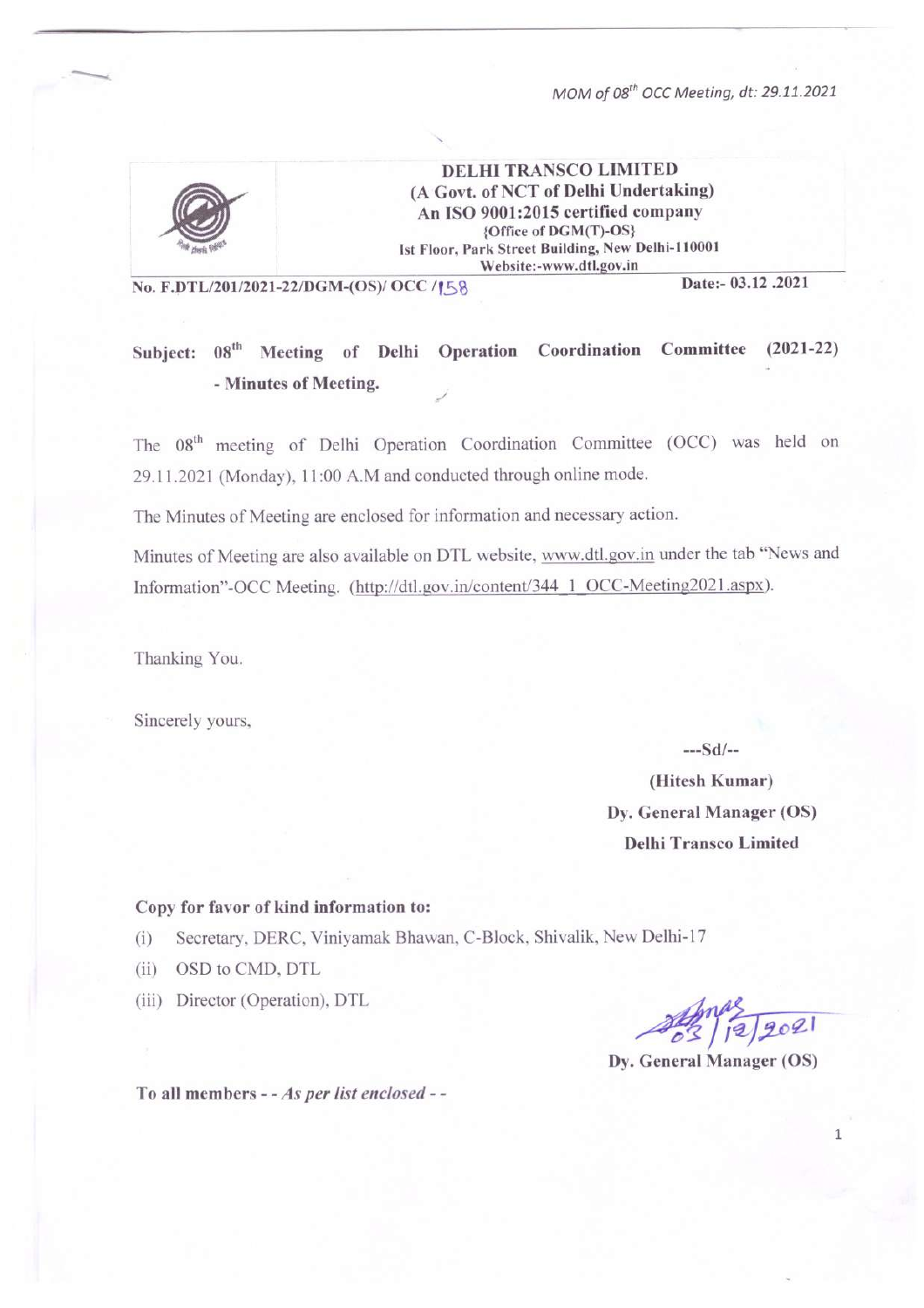**DELHI TRANSCO LIMITED**
**(A Govt. of NCT of Delhi Undertaking)**
**An ISO 9001:2015 certified company**
**{Office of DGM(T)-OS}**
**Ist Floor, Park Street Building, New Delhi-110001**
**Website:-www.dtl.gov.in**

**No. F.DTL/201/2021-22/DGM-(OS)/ OCC /158** **Date:- 03.12 .2021**

**Subject: 08th Meeting of Delhi Operation Coordination Committee (2021-22) - Minutes of Meeting.**

The 08th meeting of Delhi Operation Coordination Committee (OCC) was held on 29.11.2021 (Monday), 11:00 A.M and conducted through online mode.

The Minutes of Meeting are enclosed for information and necessary action.

Minutes of Meeting are also available on DTL website, www.dtl.gov.in under the tab "News and Information"-OCC Meeting. (http://dtl.gov.in/content/344_1_OCC-Meeting2021.aspx).

Thanking You.

Sincerely yours,

---Sd/--

**(Hitesh Kumar)**
**Dy. General Manager (OS)**
**Delhi Transco Limited**

**Copy for favor of kind information to:**

(i) Secretary, DERC, Viniyamak Bhawan, C-Block, Shivalik, New Delhi-17
(ii) OSD to CMD, DTL
(iii) Director (Operation), DTL

03/12/2021
**Dy. General Manager (OS)**

**To all members - -** ***As per list enclosed*** **- -**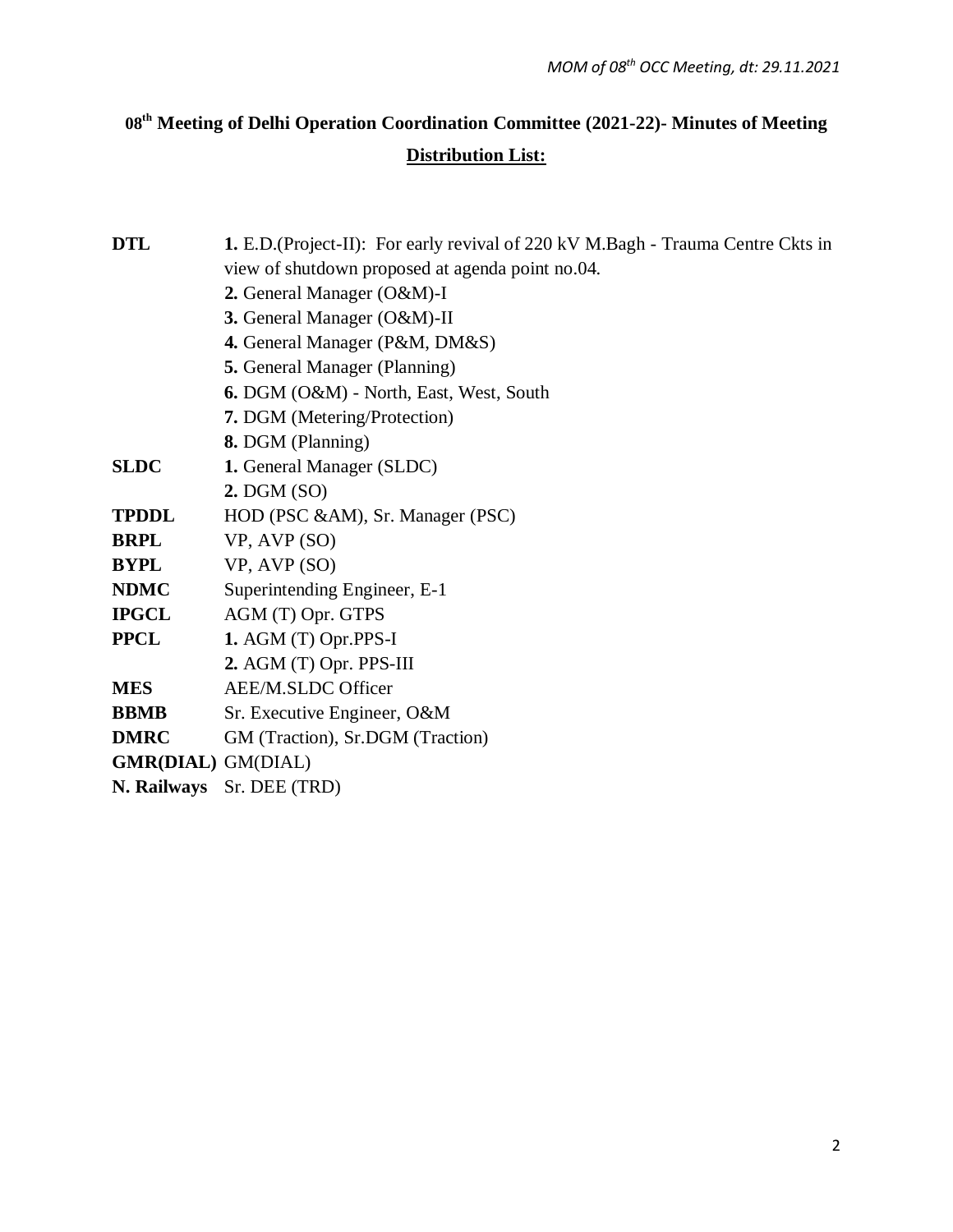# 08th Meeting of Delhi Operation Coordination Committee (2021-22)- Minutes of Meeting

## Distribution List:

| | |
|---|---|
| **DTL** | **1.** E.D.(Project-II): For early revival of 220 kV M.Bagh - Trauma Centre Ckts in view of shutdown proposed at agenda point no.04. |
| | **2.** General Manager (O&M)-I |
| | **3.** General Manager (O&M)-II |
| | **4.** General Manager (P&M, DM&S) |
| | **5.** General Manager (Planning) |
| | **6.** DGM (O&M) - North, East, West, South |
| | **7.** DGM (Metering/Protection) |
| | **8.** DGM (Planning) |
| **SLDC** | **1.** General Manager (SLDC) |
| | **2.** DGM (SO) |
| **TPDDL** | HOD (PSC &AM), Sr. Manager (PSC) |
| **BRPL** | VP, AVP (SO) |
| **BYPL** | VP, AVP (SO) |
| **NDMC** | Superintending Engineer, E-1 |
| **IPGCL** | AGM (T) Opr. GTPS |
| **PPCL** | **1.** AGM (T) Opr.PPS-I |
| | **2.** AGM (T) Opr. PPS-III |
| **MES** | AEE/M.SLDC Officer |
| **BBMB** | Sr. Executive Engineer, O&M |
| **DMRC** | GM (Traction), Sr.DGM (Traction) |
| **GMR(DIAL)** | GM(DIAL) |
| **N. Railways** | Sr. DEE (TRD) |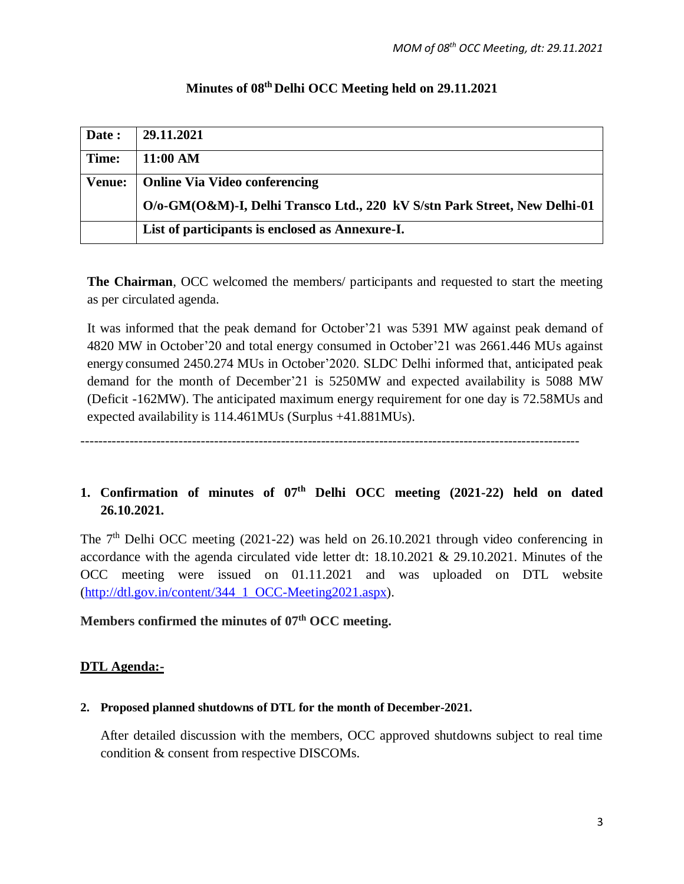# Minutes of 08th Delhi OCC Meeting held on 29.11.2021

| Date : | 29.11.2021 |
|---|---|
| Time: | 11:00 AM |
| Venue: | Online Via Video conferencing<br>O/o-GM(O&M)-I, Delhi Transco Ltd., 220 kV S/stn Park Street, New Delhi-01 |
| | List of participants is enclosed as Annexure-I. |

**The Chairman**, OCC welcomed the members/ participants and requested to start the meeting as per circulated agenda.

It was informed that the peak demand for October'21 was 5391 MW against peak demand of 4820 MW in October'20 and total energy consumed in October'21 was 2661.446 MUs against energy consumed 2450.274 MUs in October'2020. SLDC Delhi informed that, anticipated peak demand for the month of December'21 is 5250MW and expected availability is 5088 MW (Deficit -162MW). The anticipated maximum energy requirement for one day is 72.58MUs and expected availability is 114.461MUs (Surplus +41.881MUs).

---

## 1. Confirmation of minutes of 07th Delhi OCC meeting (2021-22) held on dated 26.10.2021.

The 7th Delhi OCC meeting (2021-22) was held on 26.10.2021 through video conferencing in accordance with the agenda circulated vide letter dt: 18.10.2021 & 29.10.2021. Minutes of the OCC meeting were issued on 01.11.2021 and was uploaded on DTL website (http://dtl.gov.in/content/344_1_OCC-Meeting2021.aspx).

**Members confirmed the minutes of 07th OCC meeting.**

## DTL Agenda:-

### 2. Proposed planned shutdowns of DTL for the month of December-2021.

After detailed discussion with the members, OCC approved shutdowns subject to real time condition & consent from respective DISCOMs.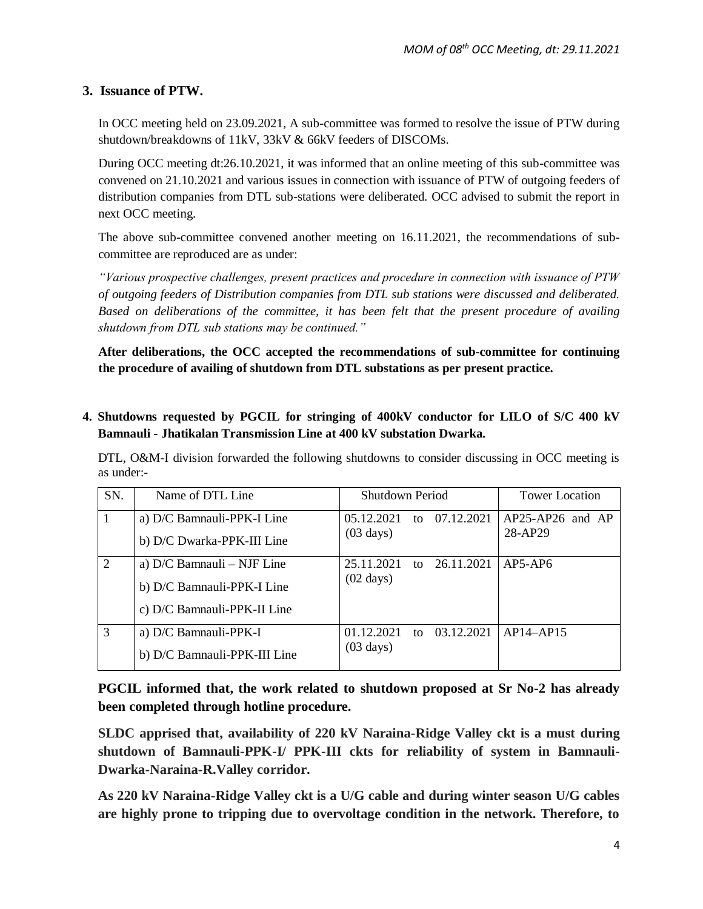## 3. Issuance of PTW.

In OCC meeting held on 23.09.2021, A sub-committee was formed to resolve the issue of PTW during shutdown/breakdowns of 11kV, 33kV & 66kV feeders of DISCOMs.

During OCC meeting dt:26.10.2021, it was informed that an online meeting of this sub-committee was convened on 21.10.2021 and various issues in connection with issuance of PTW of outgoing feeders of distribution companies from DTL sub-stations were deliberated. OCC advised to submit the report in next OCC meeting.

The above sub-committee convened another meeting on 16.11.2021, the recommendations of sub-committee are reproduced are as under:

*"Various prospective challenges, present practices and procedure in connection with issuance of PTW of outgoing feeders of Distribution companies from DTL sub stations were discussed and deliberated. Based on deliberations of the committee, it has been felt that the present procedure of availing shutdown from DTL sub stations may be continued."*

**After deliberations, the OCC accepted the recommendations of sub-committee for continuing the procedure of availing of shutdown from DTL substations as per present practice.**

## 4. Shutdowns requested by PGCIL for stringing of 400kV conductor for LILO of S/C 400 kV Bamnauli - Jhatikalan Transmission Line at 400 kV substation Dwarka.

DTL, O&M-I division forwarded the following shutdowns to consider discussing in OCC meeting is as under:-

| SN. | Name of DTL Line | Shutdown Period | Tower Location |
|---|---|---|---|
| 1 | a) D/C Bamnauli-PPK-I Line<br>b) D/C Dwarka-PPK-III Line | 05.12.2021 to 07.12.2021 (03 days) | AP25-AP26 and AP 28-AP29 |
| 2 | a) D/C Bamnauli – NJF Line<br>b) D/C Bamnauli-PPK-I Line<br>c) D/C Bamnauli-PPK-II Line | 25.11.2021 to 26.11.2021 (02 days) | AP5-AP6 |
| 3 | a) D/C Bamnauli-PPK-I<br>b) D/C Bamnauli-PPK-III Line | 01.12.2021 to 03.12.2021 (03 days) | AP14–AP15 |

**PGCIL informed that, the work related to shutdown proposed at Sr No-2 has already been completed through hotline procedure.**

**SLDC apprised that, availability of 220 kV Naraina-Ridge Valley ckt is a must during shutdown of Bamnauli-PPK-I/ PPK-III ckts for reliability of system in Bamnauli-Dwarka-Naraina-R.Valley corridor.**

**As 220 kV Naraina-Ridge Valley ckt is a U/G cable and during winter season U/G cables are highly prone to tripping due to overvoltage condition in the network. Therefore, to**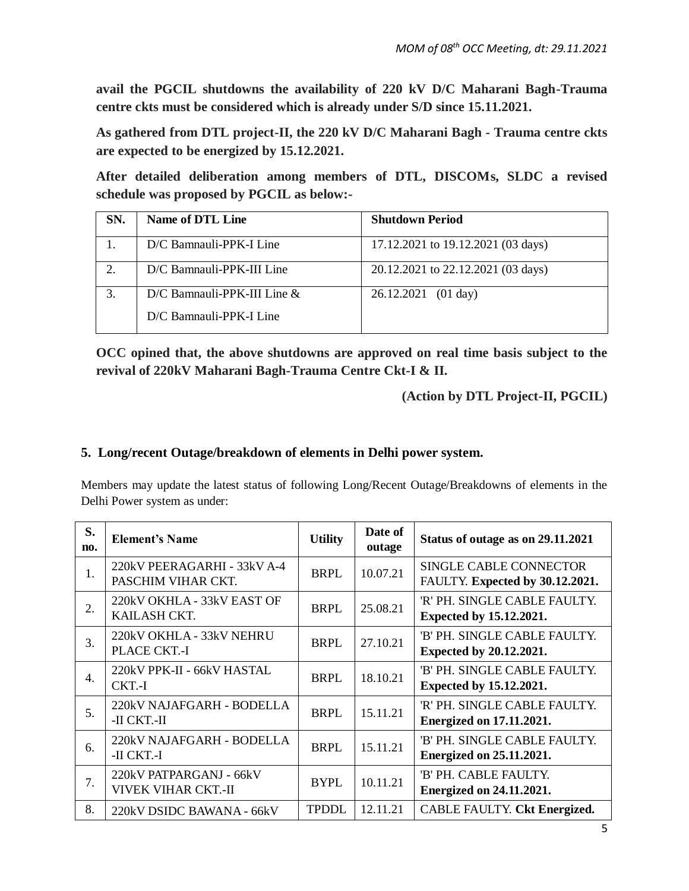**avail the PGCIL shutdowns the availability of 220 kV D/C Maharani Bagh-Trauma centre ckts must be considered which is already under S/D since 15.11.2021.**

**As gathered from DTL project-II, the 220 kV D/C Maharani Bagh - Trauma centre ckts are expected to be energized by 15.12.2021.**

**After detailed deliberation among members of DTL, DISCOMs, SLDC a revised schedule was proposed by PGCIL as below:-**

| SN. | Name of DTL Line | Shutdown Period |
|---|---|---|
| 1. | D/C Bamnauli-PPK-I Line | 17.12.2021 to 19.12.2021 (03 days) |
| 2. | D/C Bamnauli-PPK-III Line | 20.12.2021 to 22.12.2021 (03 days) |
| 3. | D/C Bamnauli-PPK-III Line & D/C Bamnauli-PPK-I Line | 26.12.2021 (01 day) |

**OCC opined that, the above shutdowns are approved on real time basis subject to the revival of 220kV Maharani Bagh-Trauma Centre Ckt-I & II.**

**(Action by DTL Project-II, PGCIL)**

## 5. Long/recent Outage/breakdown of elements in Delhi power system.

Members may update the latest status of following Long/Recent Outage/Breakdowns of elements in the Delhi Power system as under:

| S. no. | Element's Name | Utility | Date of outage | Status of outage as on 29.11.2021 |
|---|---|---|---|---|
| 1. | 220kV PEERAGARHI - 33kV A-4 PASCHIM VIHAR CKT. | BRPL | 10.07.21 | SINGLE CABLE CONNECTOR FAULTY. **Expected by 30.12.2021.** |
| 2. | 220kV OKHLA - 33kV EAST OF KAILASH CKT. | BRPL | 25.08.21 | 'R' PH. SINGLE CABLE FAULTY. **Expected by 15.12.2021.** |
| 3. | 220kV OKHLA - 33kV NEHRU PLACE CKT.-I | BRPL | 27.10.21 | 'B' PH. SINGLE CABLE FAULTY. **Expected by 20.12.2021.** |
| 4. | 220kV PPK-II - 66kV HASTAL CKT.-I | BRPL | 18.10.21 | 'B' PH. SINGLE CABLE FAULTY. **Expected by 15.12.2021.** |
| 5. | 220kV NAJAFGARH - BODELLA -II CKT.-II | BRPL | 15.11.21 | 'R' PH. SINGLE CABLE FAULTY. **Energized on 17.11.2021.** |
| 6. | 220kV NAJAFGARH - BODELLA -II CKT.-I | BRPL | 15.11.21 | 'B' PH. SINGLE CABLE FAULTY. **Energized on 25.11.2021.** |
| 7. | 220kV PATPARGANJ - 66kV VIVEK VIHAR CKT.-II | BYPL | 10.11.21 | 'B' PH. CABLE FAULTY. **Energized on 24.11.2021.** |
| 8. | 220kV DSIDC BAWANA - 66kV | TPDDL | 12.11.21 | CABLE FAULTY. **Ckt Energized.** |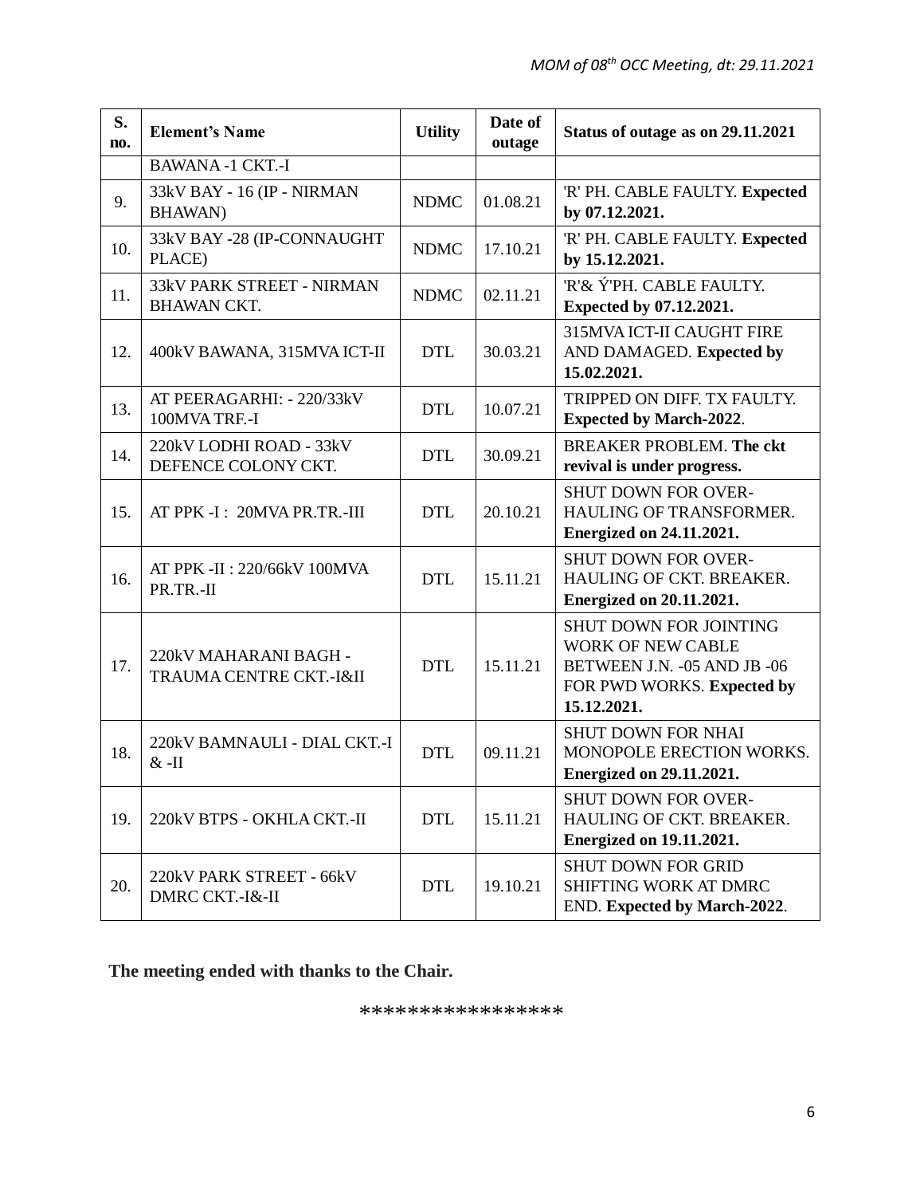| S. no. | Element's Name | Utility | Date of outage | Status of outage as on 29.11.2021 |
|---|---|---|---|---|
| | BAWANA -1 CKT.-I | | | |
| 9. | 33kV BAY - 16 (IP - NIRMAN BHAWAN) | NDMC | 01.08.21 | 'R' PH. CABLE FAULTY. **Expected by 07.12.2021.** |
| 10. | 33kV BAY -28 (IP-CONNAUGHT PLACE) | NDMC | 17.10.21 | 'R' PH. CABLE FAULTY. **Expected by 15.12.2021.** |
| 11. | 33kV PARK STREET - NIRMAN BHAWAN CKT. | NDMC | 02.11.21 | 'R'& Ý'PH. CABLE FAULTY. **Expected by 07.12.2021.** |
| 12. | 400kV BAWANA, 315MVA ICT-II | DTL | 30.03.21 | 315MVA ICT-II CAUGHT FIRE AND DAMAGED. **Expected by 15.02.2021.** |
| 13. | AT PEERAGARHI: - 220/33kV 100MVA TRF.-I | DTL | 10.07.21 | TRIPPED ON DIFF. TX FAULTY. **Expected by March-2022**. |
| 14. | 220kV LODHI ROAD - 33kV DEFENCE COLONY CKT. | DTL | 30.09.21 | BREAKER PROBLEM. **The ckt revival is under progress.** |
| 15. | AT PPK -I : 20MVA PR.TR.-III | DTL | 20.10.21 | SHUT DOWN FOR OVER-HAULING OF TRANSFORMER. **Energized on 24.11.2021.** |
| 16. | AT PPK -II : 220/66kV 100MVA PR.TR.-II | DTL | 15.11.21 | SHUT DOWN FOR OVER-HAULING OF CKT. BREAKER. **Energized on 20.11.2021.** |
| 17. | 220kV MAHARANI BAGH - TRAUMA CENTRE CKT.-I&II | DTL | 15.11.21 | SHUT DOWN FOR JOINTING WORK OF NEW CABLE BETWEEN J.N. -05 AND JB -06 FOR PWD WORKS. **Expected by 15.12.2021.** |
| 18. | 220kV BAMNAULI - DIAL CKT.-I & -II | DTL | 09.11.21 | SHUT DOWN FOR NHAI MONOPOLE ERECTION WORKS. **Energized on 29.11.2021.** |
| 19. | 220kV BTPS - OKHLA CKT.-II | DTL | 15.11.21 | SHUT DOWN FOR OVER-HAULING OF CKT. BREAKER. **Energized on 19.11.2021.** |
| 20. | 220kV PARK STREET - 66kV DMRC CKT.-I&-II | DTL | 19.10.21 | SHUT DOWN FOR GRID SHIFTING WORK AT DMRC END. **Expected by March-2022**. |

**The meeting ended with thanks to the Chair.**

*****************